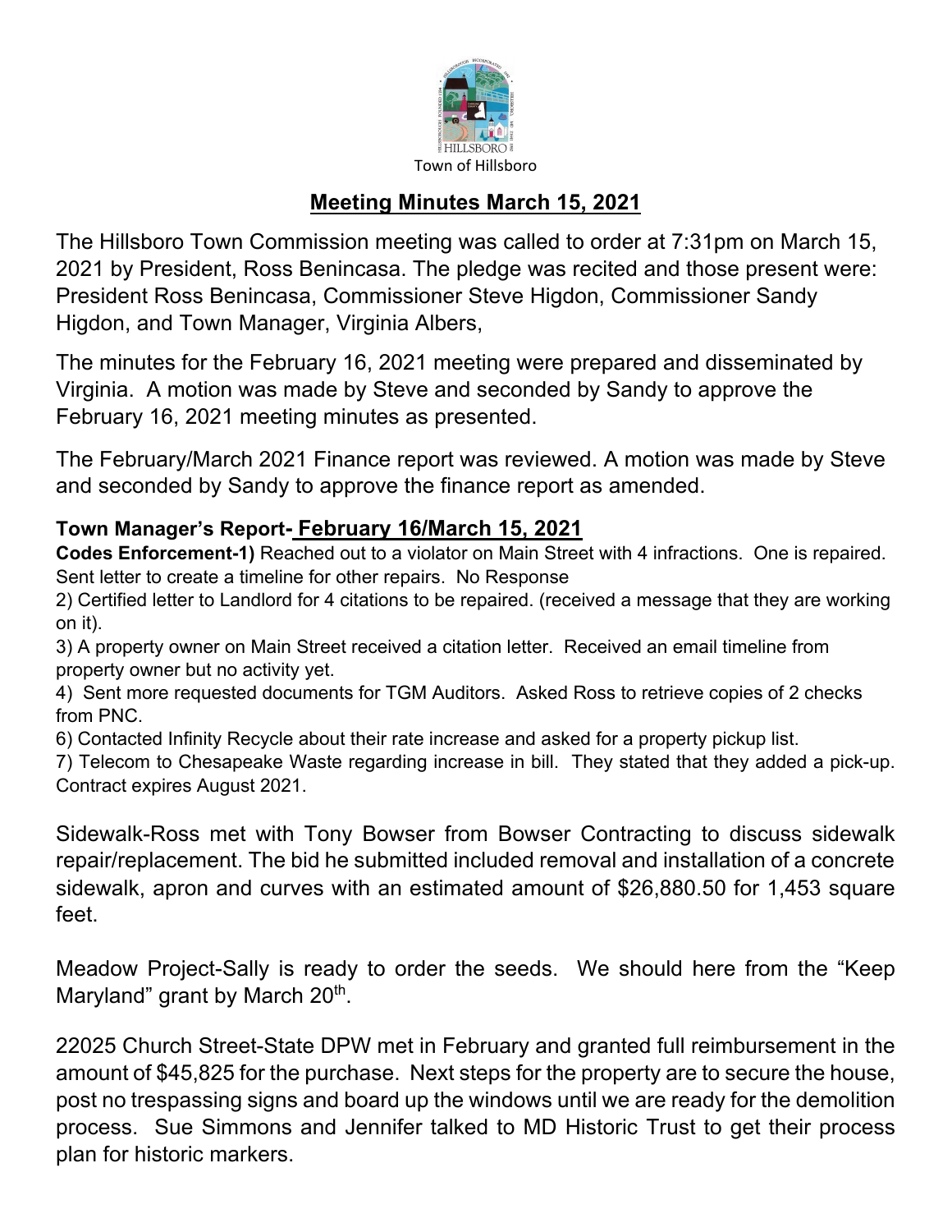Town of Hillsboro

## Meeting Minutes March 15, 2021

The Hillsboro Town Commission meeting was called to order at 7:31pm on March 15, 2021 by President, Ross Benincasa. The pledge was recited and those present were: President Ross Benincasa, Commissioner Steve Higdon, Commissioner Sandy Higdon, and Town Manager, Virginia Albers,

The minutes for the February 16, 2021 meeting were prepared and disseminated by Virginia. A motion was made by Steve and seconded by Sandy to approve the February 16, 2021 meeting minutes as presented.

The February/March 2021 Finance report was reviewed. A motion was made by Steve and seconded by Sandy to approve the finance report as amended.

**Town Manager's Report- February 16/March 15, 2021**

**Codes Enforcement-1)** Reached out to a violator on Main Street with 4 infractions. One is repaired. Sent letter to create a timeline for other repairs. No Response

2) Certified letter to Landlord for 4 citations to be repaired. (received a message that they are working on it).

3) A property owner on Main Street received a citation letter. Received an email timeline from property owner but no activity yet.

4) Sent more requested documents for TGM Auditors. Asked Ross to retrieve copies of 2 checks from PNC.

6) Contacted Infinity Recycle about their rate increase and asked for a property pickup list.

7) Telecom to Chesapeake Waste regarding increase in bill. They stated that they added a pick-up. Contract expires August 2021.

Sidewalk-Ross met with Tony Bowser from Bowser Contracting to discuss sidewalk repair/replacement. The bid he submitted included removal and installation of a concrete sidewalk, apron and curves with an estimated amount of $26,880.50 for 1,453 square feet.

Meadow Project-Sally is ready to order the seeds. We should here from the "Keep Maryland" grant by March 20th.

22025 Church Street-State DPW met in February and granted full reimbursement in the amount of $45,825 for the purchase. Next steps for the property are to secure the house, post no trespassing signs and board up the windows until we are ready for the demolition process. Sue Simmons and Jennifer talked to MD Historic Trust to get their process plan for historic markers.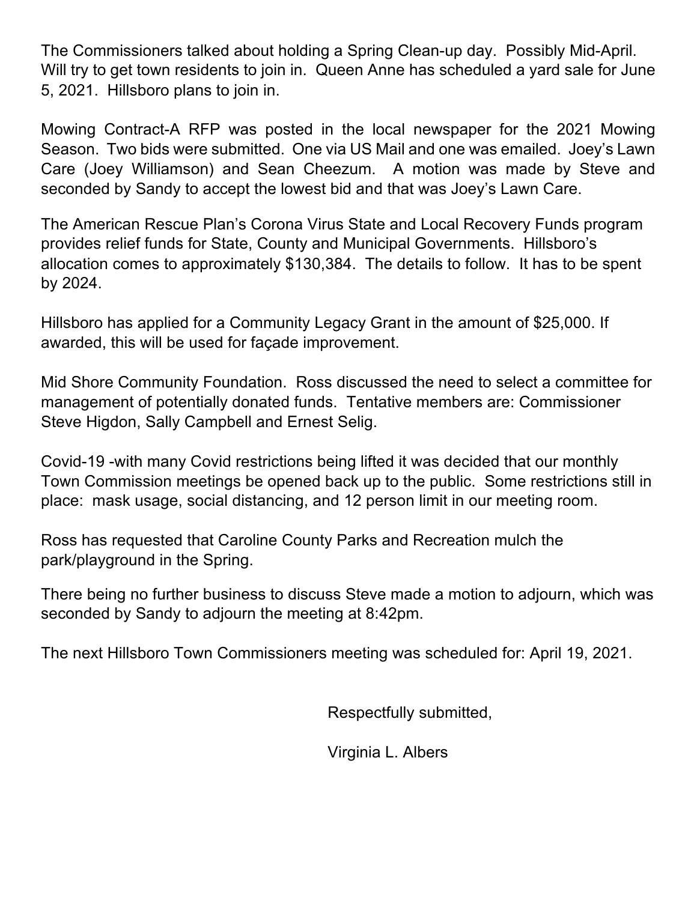The Commissioners talked about holding a Spring Clean-up day. Possibly Mid-April. Will try to get town residents to join in. Queen Anne has scheduled a yard sale for June 5, 2021. Hillsboro plans to join in.

Mowing Contract-A RFP was posted in the local newspaper for the 2021 Mowing Season. Two bids were submitted. One via US Mail and one was emailed. Joey's Lawn Care (Joey Williamson) and Sean Cheezum. A motion was made by Steve and seconded by Sandy to accept the lowest bid and that was Joey's Lawn Care.

The American Rescue Plan's Corona Virus State and Local Recovery Funds program provides relief funds for State, County and Municipal Governments. Hillsboro's allocation comes to approximately $130,384. The details to follow. It has to be spent by 2024.

Hillsboro has applied for a Community Legacy Grant in the amount of $25,000. If awarded, this will be used for façade improvement.

Mid Shore Community Foundation. Ross discussed the need to select a committee for management of potentially donated funds. Tentative members are: Commissioner Steve Higdon, Sally Campbell and Ernest Selig.

Covid-19 -with many Covid restrictions being lifted it was decided that our monthly Town Commission meetings be opened back up to the public. Some restrictions still in place: mask usage, social distancing, and 12 person limit in our meeting room.

Ross has requested that Caroline County Parks and Recreation mulch the park/playground in the Spring.

There being no further business to discuss Steve made a motion to adjourn, which was seconded by Sandy to adjourn the meeting at 8:42pm.

The next Hillsboro Town Commissioners meeting was scheduled for: April 19, 2021.

Respectfully submitted,

Virginia L. Albers